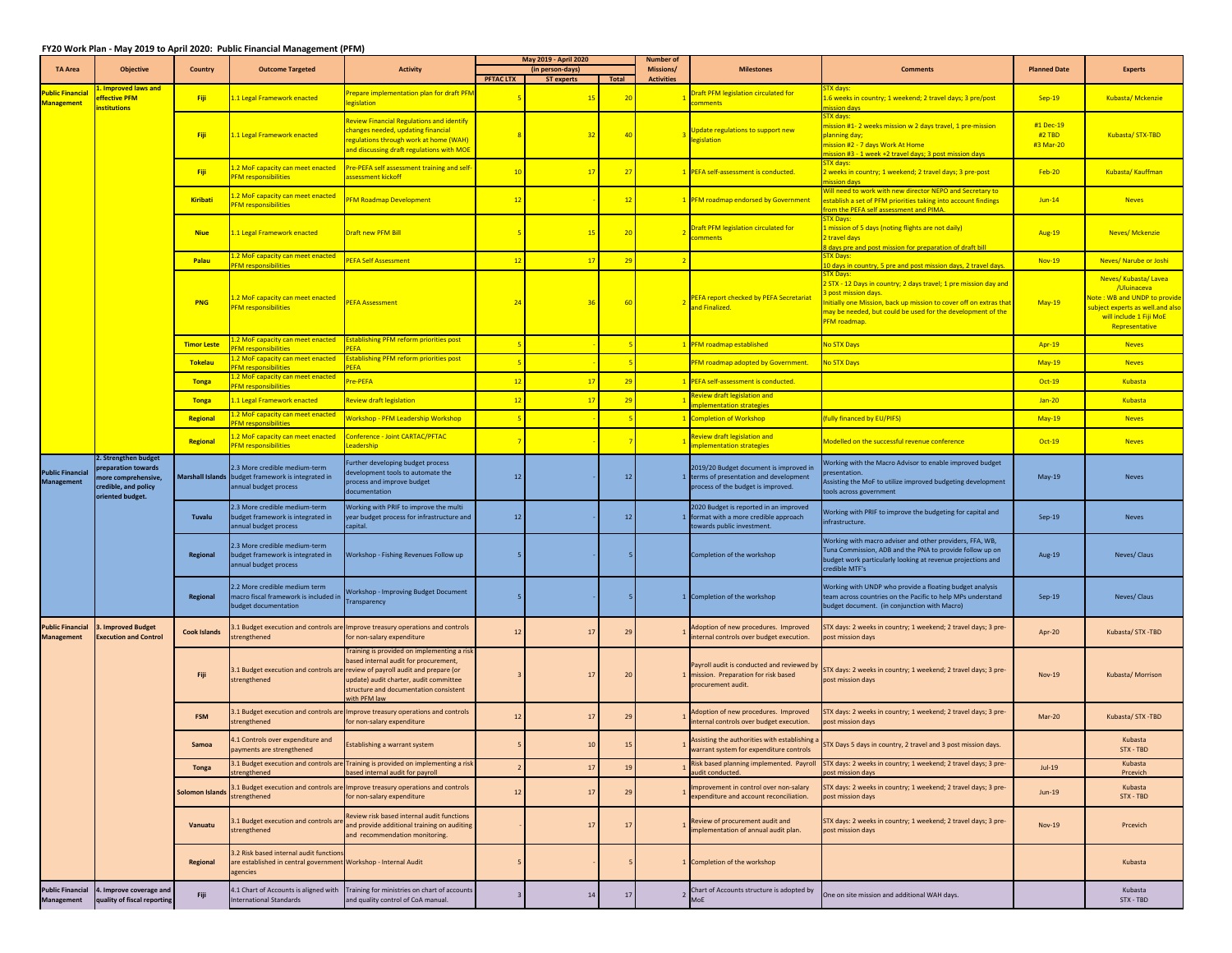## FY20 Work Plan - May 2019 to April 2020: Public Financial Management (PFM)

| TA Area | Objective | Country | Outcome Targeted | Activity | May 2019 - April 2020 (in person-days) PFTAC LTX | ST experts | Total | Number of Missions/ Activities | Milestones | Comments | Planned Date | Experts |
|---|---|---|---|---|---|---|---|---|---|---|---|---|
| Public Financial Management | 1. Improved laws and effective PFM institutions | Fiji | 1.1 Legal Framework enacted | Prepare implementation plan for draft PFM legislation | 5 | 15 | 20 | 1 | Draft PFM legislation circulated for comments | STX days: 1.6 weeks in country; 1 weekend; 2 travel days; 3 pre/post mission days | Sep-19 | Kubasta/ Mckenzie |
| | | Fiji | 1.1 Legal Framework enacted | Review Financial Regulations and identify changes needed, updating financial regulations through work at home (WAH) and discussing draft regulations with MOE | 8 | 32 | 40 | 3 | Update regulations to support new legislation | STX days: mission #1- 2 weeks mission w 2 days travel, 1 pre-mission planning day; mission #2 - 7 days Work At Home mission #3 - 1 week +2 travel days; 3 post mission days | #1 Dec-19 #2 TBD #3 Mar-20 | Kubasta/ STX-TBD |
| | | Fiji | 1.2 MoF capacity can meet enacted PFM responsibilities | Pre-PEFA self assessment training and self-assessment kickoff | 10 | 17 | 27 | 1 | PEFA self-assessment is conducted. | STX days: 2 weeks in country; 1 weekend; 2 travel days; 3 pre-post mission days | Feb-20 | Kubasta/ Kauffman |
| | | Kiribati | 1.2 MoF capacity can meet enacted PFM responsibilities | PFM Roadmap Development | 12 | - | 12 | 1 | PFM roadmap endorsed by Government | Will need to work with new director NEPO and Secretary to establish a set of PFM priorities taking into account findings from the PEFA self assessment and PIMA. | Jun-14 | Neves |
| | | Niue | 1.1 Legal Framework enacted | Draft new PFM Bill | 5 | 15 | 20 | 2 | Draft PFM legislation circulated for comments | STX Days: 1 mission of 5 days (noting flights are not daily) 2 travel days 8 days pre and post mission for preparation of draft bill | Aug-19 | Neves/ Mckenzie |
| | | Palau | 1.2 MoF capacity can meet enacted PFM responsibilities | PEFA Self Assessment | 12 | 17 | 29 | 2 | | STX Days: 10 days in country, 5 pre and post mission days, 2 travel days. | Nov-19 | Neves/ Narube or Joshi |
| | | PNG | 1.2 MoF capacity can meet enacted PFM responsibilities | PEFA Assessment | 24 | 36 | 60 | 2 | PEFA report checked by PEFA Secretariat and Finalized. | STX Days: 2 STX - 12 Days in country; 2 days travel; 1 pre mission day and 3 post mission days. Initially one Mission, back up mission to cover off on extras that may be needed, but could be used for the development of the PFM roadmap. | May-19 | Neves/ Kubasta/ Lavea /Uluinaceva Note : WB and UNDP to provide subject experts as well.and also will include 1 Fiji MoE Representative |
| | | Timor Leste | 1.2 MoF capacity can meet enacted PFM responsibilities | Establishing PFM reform priorities post PEFA | 5 | - | 5 | 1 | PFM roadmap established | No STX Days | Apr-19 | Neves |
| | | Tokelau | 1.2 MoF capacity can meet enacted PFM responsibilities | Establishing PFM reform priorities post PEFA | 5 | - | 5 | | PFM roadmap adopted by Government. | No STX Days | May-19 | Neves |
| | | Tonga | 1.2 MoF capacity can meet enacted PFM responsibilities | Pre-PEFA | 12 | 17 | 29 | 1 | PEFA self-assessment is conducted. | | Oct-19 | Kubasta |
| | | Tonga | 1.1 Legal Framework enacted | Review draft legislation | 12 | 17 | 29 | 1 | Review draft legislation and implementation strategies | | Jan-20 | Kubasta |
| | | Regional | 1.2 MoF capacity can meet enacted PFM responsibilities | Workshop - PFM Leadership Workshop | 5 | - | 5 | 1 | Completion of Workshop | (fully financed by EU/PIFS) | May-19 | Neves |
| | | Regional | 1.2 MoF capacity can meet enacted PFM responsibilities | Conference - Joint CARTAC/PFTAC Leadership | 7 | - | 7 | 1 | Review draft legislation and implementation strategies | Modelled on the successful revenue conference | Oct-19 | Neves |
| Public Financial Management | 2. Strengthen budget preparation towards more comprehensive, credible, and policy oriented budget. | Marshall Islands | 2.3 More credible medium-term budget framework is integrated in annual budget process | Further developing budget process development tools to automate the process and improve budget documentation | 12 | - | 12 | 1 | 2019/20 Budget document is improved in terms of presentation and development process of the budget is improved. | Working with the Macro Advisor to enable improved budget presentation. Assisting the MoF to utilize improved budgeting development tools across government | May-19 | Neves |
| | | Tuvalu | 2.3 More credible medium-term budget framework is integrated in annual budget process | Working with PRIF to improve the multi year budget process for infrastructure and capital. | 12 | - | 12 | 1 | 2020 Budget is reported in an improved format with a more credible approach towards public investment. | Working with PRIF to improve the budgeting for capital and infrastructure. | Sep-19 | Neves |
| | | Regional | 2.3 More credible medium-term budget framework is integrated in annual budget process | Workshop - Fishing Revenues Follow up | 5 | - | 5 | | Completion of the workshop | Working with macro adviser and other providers, FFA, WB, Tuna Commission, ADB and the PNA to provide follow up on budget work particularly looking at revenue projections and credible MTF's | Aug-19 | Neves/ Claus |
| | | Regional | 2.2 More credible medium term macro fiscal framework is included in budget documentation | Workshop - Improving Budget Document Transparency | 5 | - | 5 | 1 | Completion of the workshop | Working with UNDP who provide a floating budget analysis team across countries on the Pacific to help MPs understand budget document. (in conjunction with Macro) | Sep-19 | Neves/ Claus |
| Public Financial Management | 3. Improved Budget Execution and Control | Cook Islands | 3.1 Budget execution and controls are strengthened | Improve treasury operations and controls for non-salary expenditure | 12 | 17 | 29 | 1 | Adoption of new procedures. Improved internal controls over budget execution. | STX days: 2 weeks in country; 1 weekend; 2 travel days; 3 pre-post mission days | Apr-20 | Kubasta/ STX -TBD |
| | | Fiji | 3.1 Budget execution and controls are strengthened | Training is provided on implementing a risk based internal audit for procurement, review of payroll audit and prepare (or update) audit charter, audit committee structure and documentation consistent with PFM law | 3 | 17 | 20 | 1 | Payroll audit is conducted and reviewed by mission. Preparation for risk based procurement audit. | STX days: 2 weeks in country; 1 weekend; 2 travel days; 3 pre-post mission days | Nov-19 | Kubasta/ Morrison |
| | | FSM | 3.1 Budget execution and controls are strengthened | Improve treasury operations and controls for non-salary expenditure | 12 | 17 | 29 | 1 | Adoption of new procedures. Improved internal controls over budget execution. | STX days: 2 weeks in country; 1 weekend; 2 travel days; 3 pre-post mission days | Mar-20 | Kubasta/ STX -TBD |
| | | Samoa | 4.1 Controls over expenditure and payments are strengthened | Establishing a warrant system | 5 | 10 | 15 | 1 | Assisting the authorities with establishing a warrant system for expenditure controls | STX Days 5 days in country, 2 travel and 3 post mission days. | | Kubasta STX - TBD |
| | | Tonga | 3.1 Budget execution and controls are strengthened | Training is provided on implementing a risk based internal audit for payroll | 2 | 17 | 19 | 1 | Risk based planning implemented. Payroll audit conducted. | STX days: 2 weeks in country; 1 weekend; 2 travel days; 3 pre-post mission days | Jul-19 | Kubasta Prcevich |
| | | Solomon Islands | 3.1 Budget execution and controls are strengthened | Improve treasury operations and controls for non-salary expenditure | 12 | 17 | 29 | 1 | Improvement in control over non-salary expenditure and account reconciliation. | STX days: 2 weeks in country; 1 weekend; 2 travel days; 3 pre-post mission days | Jun-19 | Kubasta STX - TBD |
| | | Vanuatu | 3.1 Budget execution and controls are strengthened | Review risk based internal audit functions and provide additional training on auditing and recommendation monitoring. | - | 17 | 17 | 1 | Review of procurement audit and implementation of annual audit plan. | STX days: 2 weeks in country; 1 weekend; 2 travel days; 3 pre-post mission days | Nov-19 | Prcevich |
| | | Regional | 3.2 Risk based internal audit functions are established in central government agencies | Workshop - Internal Audit | 5 | - | 5 | 1 | Completion of the workshop | | | Kubasta |
| Public Financial Management | 4. Improve coverage and quality of fiscal reporting | Fiji | 4.1 Chart of Accounts is aligned with International Standards | Training for ministries on chart of accounts and quality control of CoA manual. | 3 | 14 | 17 | 2 | Chart of Accounts structure is adopted by MoE | One on site mission and additional WAH days. | | Kubasta STX - TBD |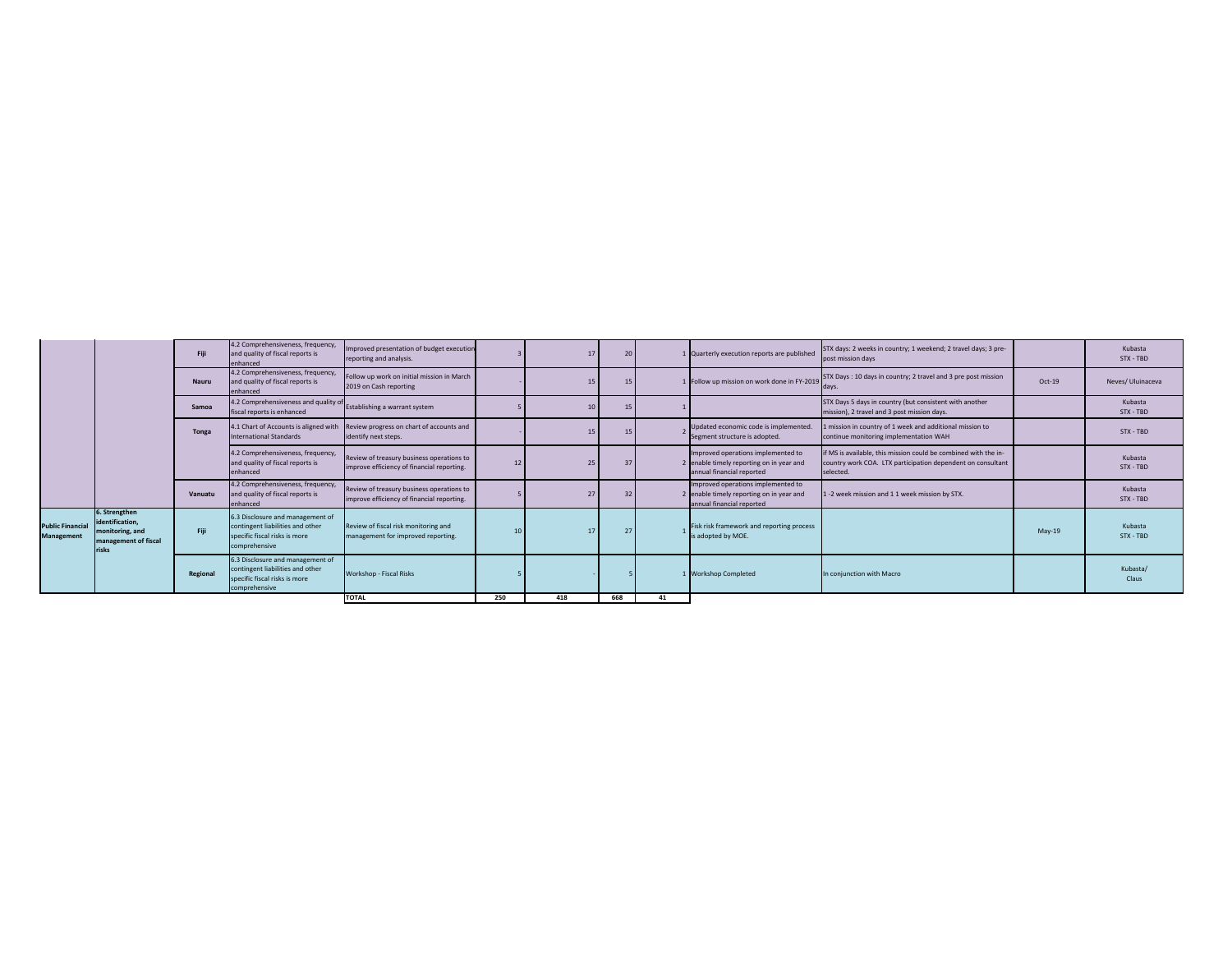| | | | | | | | | | | | | | |
|---|---|---|---|---|---|---|---|---|---|---|---|---|---|
| | | **Fiji** | 4.2 Comprehensiveness, frequency, and quality of fiscal reports is enhanced | Improved presentation of budget execution reporting and analysis. | 3 | 17 | 20 | | 1 | Quarterly execution reports are published | STX days: 2 weeks in country; 1 weekend; 2 travel days; 3 pre-post mission days | | Kubasta STX - TBD |
| | | **Nauru** | 4.2 Comprehensiveness, frequency, and quality of fiscal reports is enhanced | Follow up work on initial mission in March 2019 on Cash reporting | - | 15 | 15 | | 1 | Follow up mission on work done in FY-2019 | STX Days : 10 days in country; 2 travel and 3 pre post mission days. | Oct-19 | Neves/ Uluinaceva |
| | | **Samoa** | 4.2 Comprehensiveness and quality of fiscal reports is enhanced | Establishing a warrant system | 5 | 10 | 15 | | 1 | | STX Days 5 days in country (but consistent with another mission), 2 travel and 3 post mission days. | | Kubasta STX - TBD |
| | | **Tonga** | 4.1 Chart of Accounts is aligned with International Standards | Review progress on chart of accounts and identify next steps. | - | 15 | 15 | | 2 | Updated economic code is implemented. Segment structure is adopted. | 1 mission in country of 1 week and additional mission to continue monitoring implementation WAH | | STX - TBD |
| | | | 4.2 Comprehensiveness, frequency, and quality of fiscal reports is enhanced | Review of treasury business operations to improve efficiency of financial reporting. | 12 | 25 | 37 | | 2 | Improved operations implemented to enable timely reporting on in year and annual financial reported | if MS is available, this mission could be combined with the in-country work COA. LTX participation dependent on consultant selected. | | Kubasta STX - TBD |
| | | **Vanuatu** | 4.2 Comprehensiveness, frequency, and quality of fiscal reports is enhanced | Review of treasury business operations to improve efficiency of financial reporting. | 5 | 27 | 32 | | 2 | Improved operations implemented to enable timely reporting on in year and annual financial reported | 1 -2 week mission and 1 1 week mission by STX. | | Kubasta STX - TBD |
| **Public Financial Management** | **6. Strengthen identification, monitoring, and management of fiscal risks** | **Fiji** | 6.3 Disclosure and management of contingent liabilities and other specific fiscal risks is more comprehensive | Review of fiscal risk monitoring and management for improved reporting. | 10 | 17 | 27 | | 1 | Fisk risk framework and reporting process is adopted by MOE. | | May-19 | Kubasta STX - TBD |
| | | **Regional** | 6.3 Disclosure and management of contingent liabilities and other specific fiscal risks is more comprehensive | Workshop - Fiscal Risks | 5 | - | 5 | | 1 | Workshop Completed | In conjunction with Macro | | Kubasta/ Claus |
| | | | | **TOTAL** | **250** | **418** | **668** | **41** | | | | | |